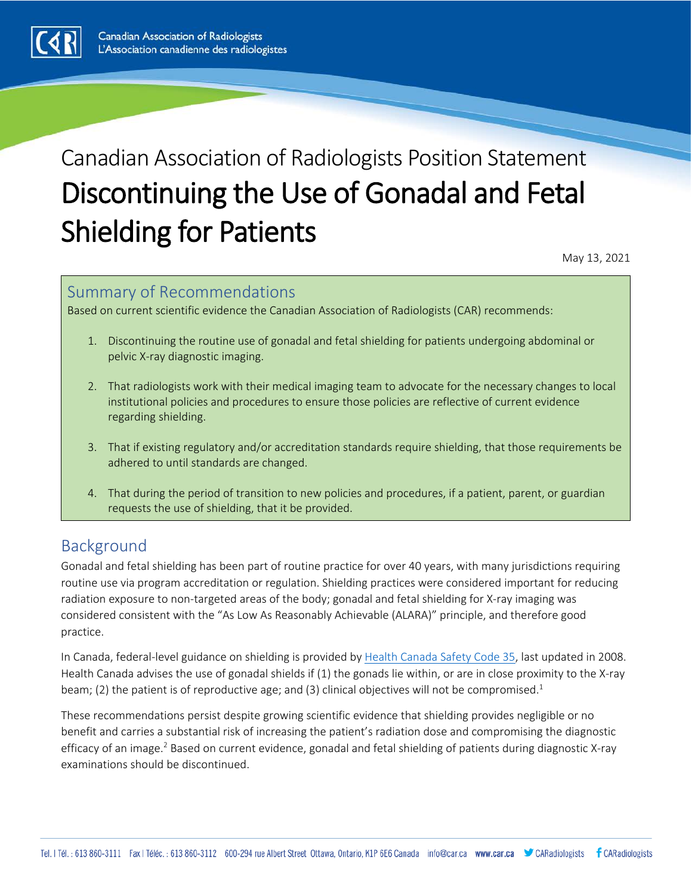Canadian Association of Radiologists
L'Association canadienne des radiologistes

# Canadian Association of Radiologists Position Statement

# Discontinuing the Use of Gonadal and Fetal Shielding for Patients

May 13, 2021

## Summary of Recommendations

Based on current scientific evidence the Canadian Association of Radiologists (CAR) recommends:

1. Discontinuing the routine use of gonadal and fetal shielding for patients undergoing abdominal or pelvic X-ray diagnostic imaging.
2. That radiologists work with their medical imaging team to advocate for the necessary changes to local institutional policies and procedures to ensure those policies are reflective of current evidence regarding shielding.
3. That if existing regulatory and/or accreditation standards require shielding, that those requirements be adhered to until standards are changed.
4. That during the period of transition to new policies and procedures, if a patient, parent, or guardian requests the use of shielding, that it be provided.

## Background

Gonadal and fetal shielding has been part of routine practice for over 40 years, with many jurisdictions requiring routine use via program accreditation or regulation. Shielding practices were considered important for reducing radiation exposure to non-targeted areas of the body; gonadal and fetal shielding for X-ray imaging was considered consistent with the "As Low As Reasonably Achievable (ALARA)" principle, and therefore good practice.

In Canada, federal-level guidance on shielding is provided by Health Canada Safety Code 35, last updated in 2008. Health Canada advises the use of gonadal shields if (1) the gonads lie within, or are in close proximity to the X-ray beam; (2) the patient is of reproductive age; and (3) clinical objectives will not be compromised.[1]

These recommendations persist despite growing scientific evidence that shielding provides negligible or no benefit and carries a substantial risk of increasing the patient's radiation dose and compromising the diagnostic efficacy of an image.[2] Based on current evidence, gonadal and fetal shielding of patients during diagnostic X-ray examinations should be discontinued.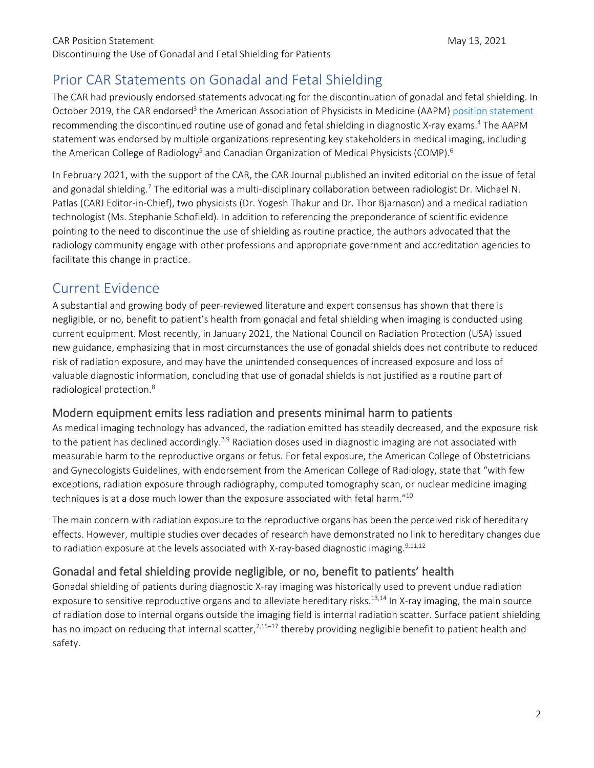## Prior CAR Statements on Gonadal and Fetal Shielding

The CAR had previously endorsed statements advocating for the discontinuation of gonadal and fetal shielding. In October 2019, the CAR endorsed[3] the American Association of Physicists in Medicine (AAPM) position statement recommending the discontinued routine use of gonad and fetal shielding in diagnostic X-ray exams.[4] The AAPM statement was endorsed by multiple organizations representing key stakeholders in medical imaging, including the American College of Radiology[5] and Canadian Organization of Medical Physicists (COMP).[6]

In February 2021, with the support of the CAR, the CAR Journal published an invited editorial on the issue of fetal and gonadal shielding.[7] The editorial was a multi-disciplinary collaboration between radiologist Dr. Michael N. Patlas (CARJ Editor-in-Chief), two physicists (Dr. Yogesh Thakur and Dr. Thor Bjarnason) and a medical radiation technologist (Ms. Stephanie Schofield). In addition to referencing the preponderance of scientific evidence pointing to the need to discontinue the use of shielding as routine practice, the authors advocated that the radiology community engage with other professions and appropriate government and accreditation agencies to facilitate this change in practice.

## Current Evidence

A substantial and growing body of peer-reviewed literature and expert consensus has shown that there is negligible, or no, benefit to patient's health from gonadal and fetal shielding when imaging is conducted using current equipment. Most recently, in January 2021, the National Council on Radiation Protection (USA) issued new guidance, emphasizing that in most circumstances the use of gonadal shields does not contribute to reduced risk of radiation exposure, and may have the unintended consequences of increased exposure and loss of valuable diagnostic information, concluding that use of gonadal shields is not justified as a routine part of radiological protection.[8]

### Modern equipment emits less radiation and presents minimal harm to patients

As medical imaging technology has advanced, the radiation emitted has steadily decreased, and the exposure risk to the patient has declined accordingly.[2,9] Radiation doses used in diagnostic imaging are not associated with measurable harm to the reproductive organs or fetus. For fetal exposure, the American College of Obstetricians and Gynecologists Guidelines, with endorsement from the American College of Radiology, state that "with few exceptions, radiation exposure through radiography, computed tomography scan, or nuclear medicine imaging techniques is at a dose much lower than the exposure associated with fetal harm."[10]

The main concern with radiation exposure to the reproductive organs has been the perceived risk of hereditary effects. However, multiple studies over decades of research have demonstrated no link to hereditary changes due to radiation exposure at the levels associated with X-ray-based diagnostic imaging.[9,11,12]

### Gonadal and fetal shielding provide negligible, or no, benefit to patients' health

Gonadal shielding of patients during diagnostic X-ray imaging was historically used to prevent undue radiation exposure to sensitive reproductive organs and to alleviate hereditary risks.[13,14] In X-ray imaging, the main source of radiation dose to internal organs outside the imaging field is internal radiation scatter. Surface patient shielding has no impact on reducing that internal scatter,[2,15–17] thereby providing negligible benefit to patient health and safety.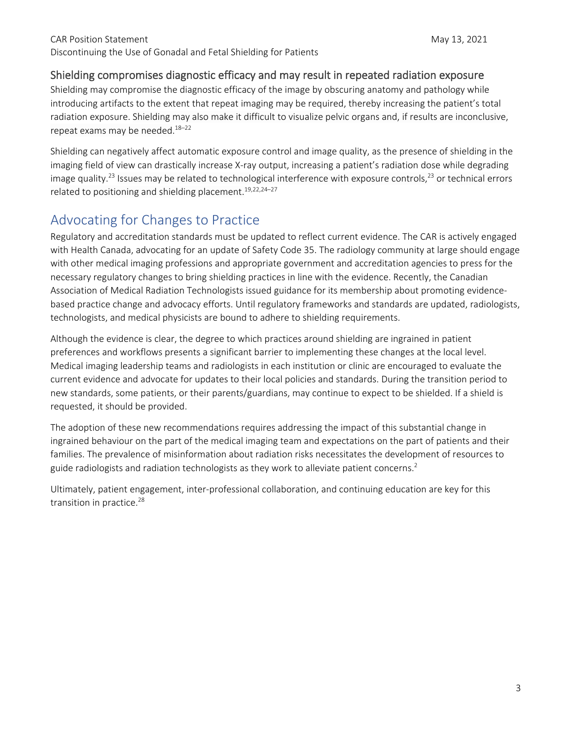### Shielding compromises diagnostic efficacy and may result in repeated radiation exposure

Shielding may compromise the diagnostic efficacy of the image by obscuring anatomy and pathology while introducing artifacts to the extent that repeat imaging may be required, thereby increasing the patient's total radiation exposure. Shielding may also make it difficult to visualize pelvic organs and, if results are inconclusive, repeat exams may be needed.[18–22]

Shielding can negatively affect automatic exposure control and image quality, as the presence of shielding in the imaging field of view can drastically increase X-ray output, increasing a patient's radiation dose while degrading image quality.[23] Issues may be related to technological interference with exposure controls,[23] or technical errors related to positioning and shielding placement.[19,22,24–27]

## Advocating for Changes to Practice

Regulatory and accreditation standards must be updated to reflect current evidence. The CAR is actively engaged with Health Canada, advocating for an update of Safety Code 35. The radiology community at large should engage with other medical imaging professions and appropriate government and accreditation agencies to press for the necessary regulatory changes to bring shielding practices in line with the evidence. Recently, the Canadian Association of Medical Radiation Technologists issued guidance for its membership about promoting evidence-based practice change and advocacy efforts. Until regulatory frameworks and standards are updated, radiologists, technologists, and medical physicists are bound to adhere to shielding requirements.

Although the evidence is clear, the degree to which practices around shielding are ingrained in patient preferences and workflows presents a significant barrier to implementing these changes at the local level. Medical imaging leadership teams and radiologists in each institution or clinic are encouraged to evaluate the current evidence and advocate for updates to their local policies and standards. During the transition period to new standards, some patients, or their parents/guardians, may continue to expect to be shielded. If a shield is requested, it should be provided.

The adoption of these new recommendations requires addressing the impact of this substantial change in ingrained behaviour on the part of the medical imaging team and expectations on the part of patients and their families. The prevalence of misinformation about radiation risks necessitates the development of resources to guide radiologists and radiation technologists as they work to alleviate patient concerns.[2]

Ultimately, patient engagement, inter-professional collaboration, and continuing education are key for this transition in practice.[28]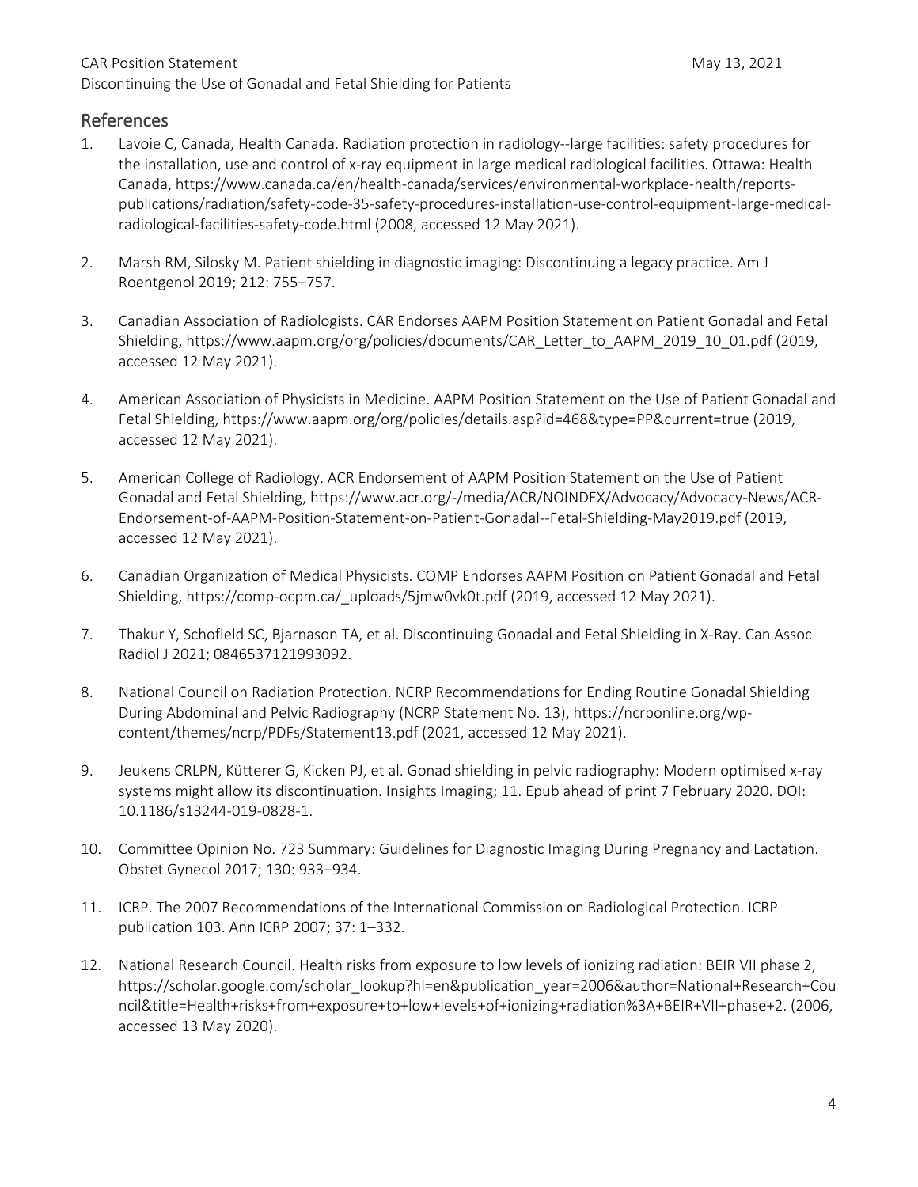## References

1. Lavoie C, Canada, Health Canada. Radiation protection in radiology--large facilities: safety procedures for the installation, use and control of x-ray equipment in large medical radiological facilities. Ottawa: Health Canada, https://www.canada.ca/en/health-canada/services/environmental-workplace-health/reports-publications/radiation/safety-code-35-safety-procedures-installation-use-control-equipment-large-medical-radiological-facilities-safety-code.html (2008, accessed 12 May 2021).

2. Marsh RM, Silosky M. Patient shielding in diagnostic imaging: Discontinuing a legacy practice. Am J Roentgenol 2019; 212: 755–757.

3. Canadian Association of Radiologists. CAR Endorses AAPM Position Statement on Patient Gonadal and Fetal Shielding, https://www.aapm.org/org/policies/documents/CAR_Letter_to_AAPM_2019_10_01.pdf (2019, accessed 12 May 2021).

4. American Association of Physicists in Medicine. AAPM Position Statement on the Use of Patient Gonadal and Fetal Shielding, https://www.aapm.org/org/policies/details.asp?id=468&type=PP&current=true (2019, accessed 12 May 2021).

5. American College of Radiology. ACR Endorsement of AAPM Position Statement on the Use of Patient Gonadal and Fetal Shielding, https://www.acr.org/-/media/ACR/NOINDEX/Advocacy/Advocacy-News/ACR-Endorsement-of-AAPM-Position-Statement-on-Patient-Gonadal--Fetal-Shielding-May2019.pdf (2019, accessed 12 May 2021).

6. Canadian Organization of Medical Physicists. COMP Endorses AAPM Position on Patient Gonadal and Fetal Shielding, https://comp-ocpm.ca/_uploads/5jmw0vk0t.pdf (2019, accessed 12 May 2021).

7. Thakur Y, Schofield SC, Bjarnason TA, et al. Discontinuing Gonadal and Fetal Shielding in X-Ray. Can Assoc Radiol J 2021; 0846537121993092.

8. National Council on Radiation Protection. NCRP Recommendations for Ending Routine Gonadal Shielding During Abdominal and Pelvic Radiography (NCRP Statement No. 13), https://ncrponline.org/wp-content/themes/ncrp/PDFs/Statement13.pdf (2021, accessed 12 May 2021).

9. Jeukens CRLPN, Kütterer G, Kicken PJ, et al. Gonad shielding in pelvic radiography: Modern optimised x-ray systems might allow its discontinuation. Insights Imaging; 11. Epub ahead of print 7 February 2020. DOI: 10.1186/s13244-019-0828-1.

10. Committee Opinion No. 723 Summary: Guidelines for Diagnostic Imaging During Pregnancy and Lactation. Obstet Gynecol 2017; 130: 933–934.

11. ICRP. The 2007 Recommendations of the International Commission on Radiological Protection. ICRP publication 103. Ann ICRP 2007; 37: 1–332.

12. National Research Council. Health risks from exposure to low levels of ionizing radiation: BEIR VII phase 2, https://scholar.google.com/scholar_lookup?hl=en&publication_year=2006&author=National+Research+Council&title=Health+risks+from+exposure+to+low+levels+of+ionizing+radiation%3A+BEIR+VII+phase+2. (2006, accessed 13 May 2020).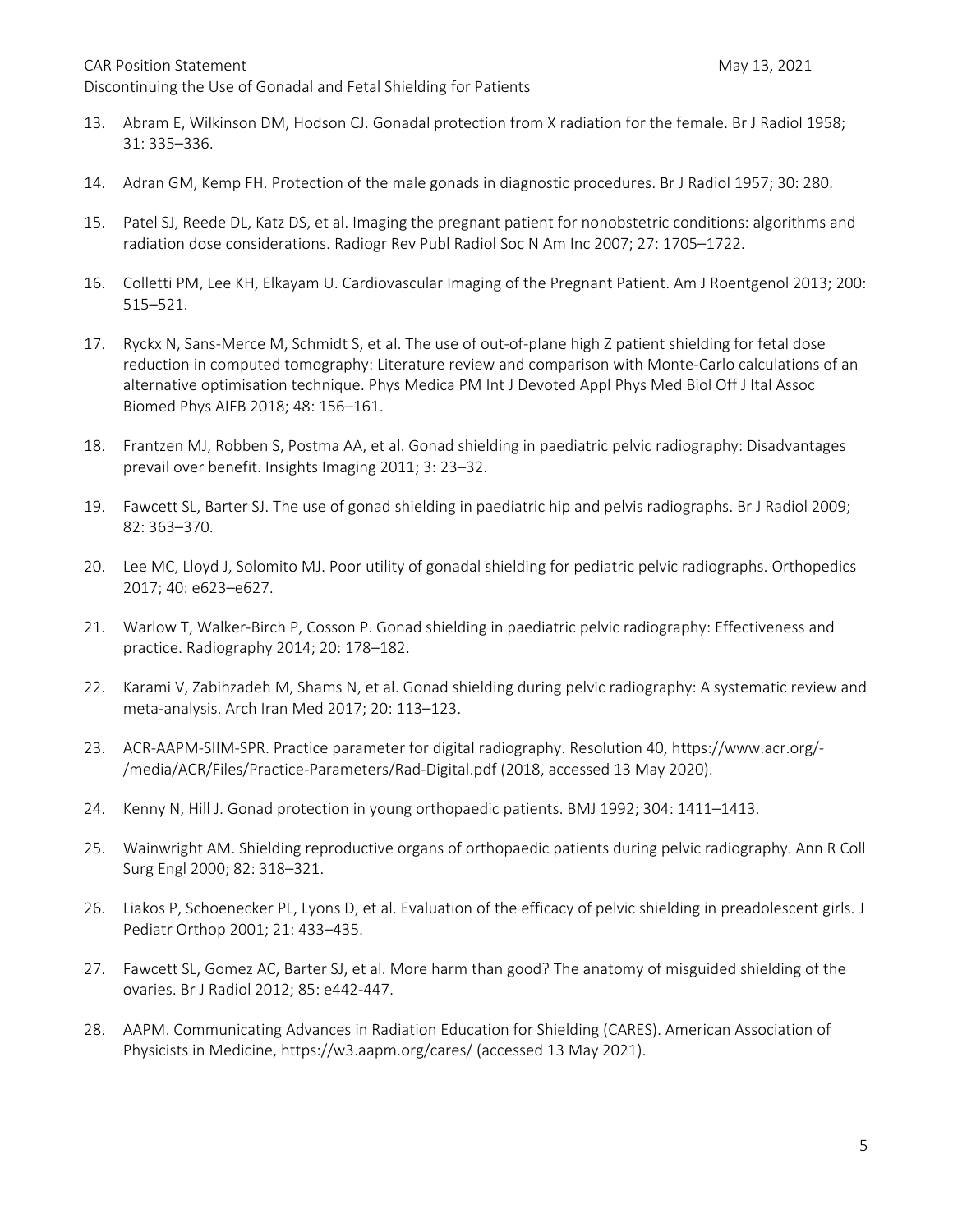13. Abram E, Wilkinson DM, Hodson CJ. Gonadal protection from X radiation for the female. Br J Radiol 1958; 31: 335–336.

14. Adran GM, Kemp FH. Protection of the male gonads in diagnostic procedures. Br J Radiol 1957; 30: 280.

15. Patel SJ, Reede DL, Katz DS, et al. Imaging the pregnant patient for nonobstetric conditions: algorithms and radiation dose considerations. Radiogr Rev Publ Radiol Soc N Am Inc 2007; 27: 1705–1722.

16. Colletti PM, Lee KH, Elkayam U. Cardiovascular Imaging of the Pregnant Patient. Am J Roentgenol 2013; 200: 515–521.

17. Ryckx N, Sans-Merce M, Schmidt S, et al. The use of out-of-plane high Z patient shielding for fetal dose reduction in computed tomography: Literature review and comparison with Monte-Carlo calculations of an alternative optimisation technique. Phys Medica PM Int J Devoted Appl Phys Med Biol Off J Ital Assoc Biomed Phys AIFB 2018; 48: 156–161.

18. Frantzen MJ, Robben S, Postma AA, et al. Gonad shielding in paediatric pelvic radiography: Disadvantages prevail over benefit. Insights Imaging 2011; 3: 23–32.

19. Fawcett SL, Barter SJ. The use of gonad shielding in paediatric hip and pelvis radiographs. Br J Radiol 2009; 82: 363–370.

20. Lee MC, Lloyd J, Solomito MJ. Poor utility of gonadal shielding for pediatric pelvic radiographs. Orthopedics 2017; 40: e623–e627.

21. Warlow T, Walker-Birch P, Cosson P. Gonad shielding in paediatric pelvic radiography: Effectiveness and practice. Radiography 2014; 20: 178–182.

22. Karami V, Zabihzadeh M, Shams N, et al. Gonad shielding during pelvic radiography: A systematic review and meta-analysis. Arch Iran Med 2017; 20: 113–123.

23. ACR-AAPM-SIIM-SPR. Practice parameter for digital radiography. Resolution 40, https://www.acr.org/-/media/ACR/Files/Practice-Parameters/Rad-Digital.pdf (2018, accessed 13 May 2020).

24. Kenny N, Hill J. Gonad protection in young orthopaedic patients. BMJ 1992; 304: 1411–1413.

25. Wainwright AM. Shielding reproductive organs of orthopaedic patients during pelvic radiography. Ann R Coll Surg Engl 2000; 82: 318–321.

26. Liakos P, Schoenecker PL, Lyons D, et al. Evaluation of the efficacy of pelvic shielding in preadolescent girls. J Pediatr Orthop 2001; 21: 433–435.

27. Fawcett SL, Gomez AC, Barter SJ, et al. More harm than good? The anatomy of misguided shielding of the ovaries. Br J Radiol 2012; 85: e442-447.

28. AAPM. Communicating Advances in Radiation Education for Shielding (CARES). American Association of Physicists in Medicine, https://w3.aapm.org/cares/ (accessed 13 May 2021).